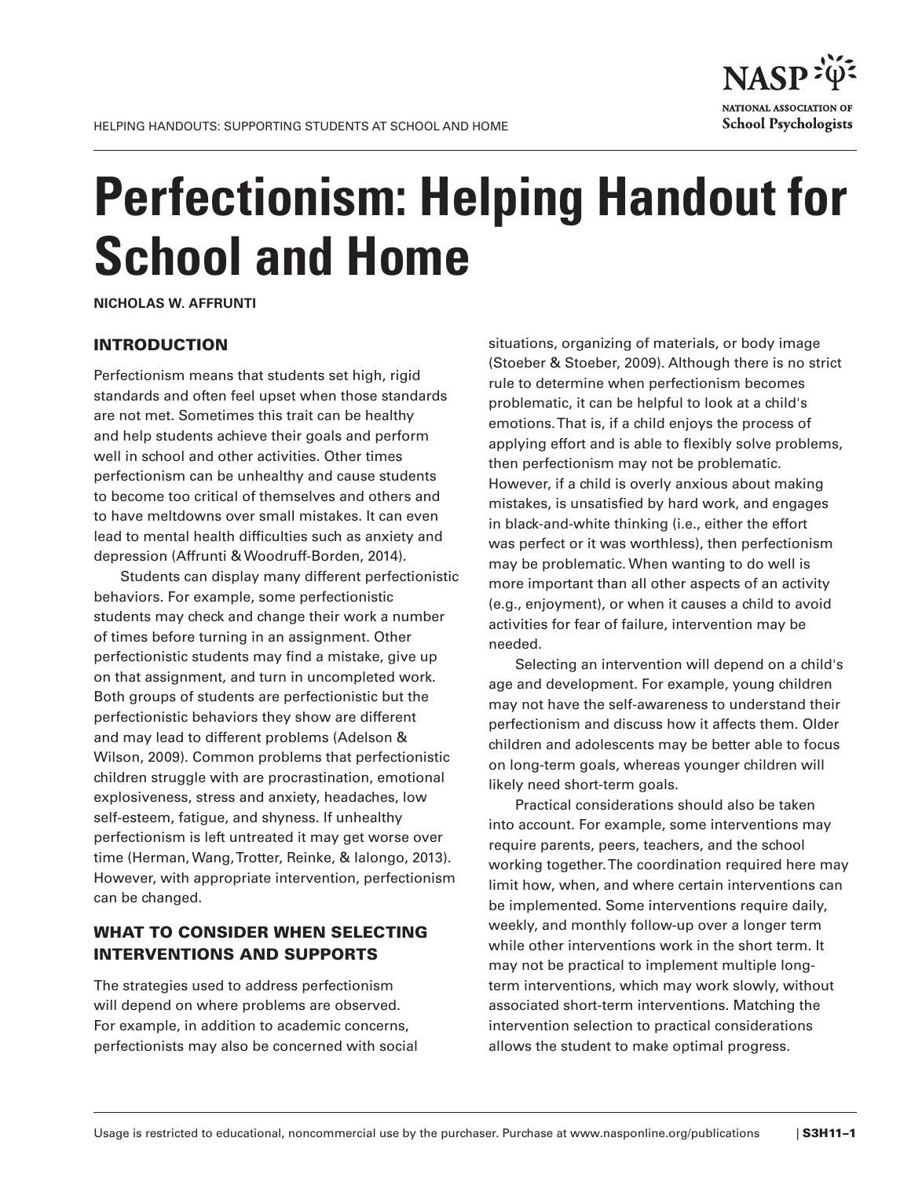# Perfectionism: Helping Handout for School and Home

**NICHOLAS W. AFFRUNTI**

## INTRODUCTION

Perfectionism means that students set high, rigid standards and often feel upset when those standards are not met. Sometimes this trait can be healthy and help students achieve their goals and perform well in school and other activities. Other times perfectionism can be unhealthy and cause students to become too critical of themselves and others and to have meltdowns over small mistakes. It can even lead to mental health difficulties such as anxiety and depression (Affrunti & Woodruff-Borden, 2014).

Students can display many different perfectionistic behaviors. For example, some perfectionistic students may check and change their work a number of times before turning in an assignment. Other perfectionistic students may find a mistake, give up on that assignment, and turn in uncompleted work. Both groups of students are perfectionistic but the perfectionistic behaviors they show are different and may lead to different problems (Adelson & Wilson, 2009). Common problems that perfectionistic children struggle with are procrastination, emotional explosiveness, stress and anxiety, headaches, low self-esteem, fatigue, and shyness. If unhealthy perfectionism is left untreated it may get worse over time (Herman, Wang, Trotter, Reinke, & Ialongo, 2013). However, with appropriate intervention, perfectionism can be changed.

## WHAT TO CONSIDER WHEN SELECTING INTERVENTIONS AND SUPPORTS

The strategies used to address perfectionism will depend on where problems are observed. For example, in addition to academic concerns, perfectionists may also be concerned with social situations, organizing of materials, or body image (Stoeber & Stoeber, 2009). Although there is no strict rule to determine when perfectionism becomes problematic, it can be helpful to look at a child's emotions. That is, if a child enjoys the process of applying effort and is able to flexibly solve problems, then perfectionism may not be problematic. However, if a child is overly anxious about making mistakes, is unsatisfied by hard work, and engages in black-and-white thinking (i.e., either the effort was perfect or it was worthless), then perfectionism may be problematic. When wanting to do well is more important than all other aspects of an activity (e.g., enjoyment), or when it causes a child to avoid activities for fear of failure, intervention may be needed.

Selecting an intervention will depend on a child's age and development. For example, young children may not have the self-awareness to understand their perfectionism and discuss how it affects them. Older children and adolescents may be better able to focus on long-term goals, whereas younger children will likely need short-term goals.

Practical considerations should also be taken into account. For example, some interventions may require parents, peers, teachers, and the school working together. The coordination required here may limit how, when, and where certain interventions can be implemented. Some interventions require daily, weekly, and monthly follow-up over a longer term while other interventions work in the short term. It may not be practical to implement multiple long-term interventions, which may work slowly, without associated short-term interventions. Matching the intervention selection to practical considerations allows the student to make optimal progress.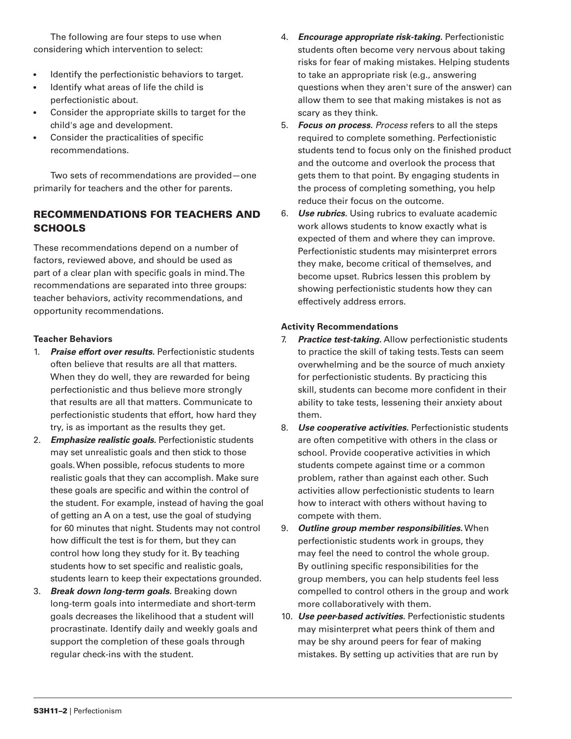The following are four steps to use when considering which intervention to select:

- Identify the perfectionistic behaviors to target.
- Identify what areas of life the child is perfectionistic about.
- Consider the appropriate skills to target for the child's age and development.
- Consider the practicalities of specific recommendations.

Two sets of recommendations are provided—one primarily for teachers and the other for parents.

## RECOMMENDATIONS FOR TEACHERS AND SCHOOLS

These recommendations depend on a number of factors, reviewed above, and should be used as part of a clear plan with specific goals in mind. The recommendations are separated into three groups: teacher behaviors, activity recommendations, and opportunity recommendations.

### Teacher Behaviors

1. ***Praise effort over results.*** Perfectionistic students often believe that results are all that matters. When they do well, they are rewarded for being perfectionistic and thus believe more strongly that results are all that matters. Communicate to perfectionistic students that effort, how hard they try, is as important as the results they get.
2. ***Emphasize realistic goals.*** Perfectionistic students may set unrealistic goals and then stick to those goals. When possible, refocus students to more realistic goals that they can accomplish. Make sure these goals are specific and within the control of the student. For example, instead of having the goal of getting an A on a test, use the goal of studying for 60 minutes that night. Students may not control how difficult the test is for them, but they can control how long they study for it. By teaching students how to set specific and realistic goals, students learn to keep their expectations grounded.
3. ***Break down long-term goals.*** Breaking down long-term goals into intermediate and short-term goals decreases the likelihood that a student will procrastinate. Identify daily and weekly goals and support the completion of these goals through regular check-ins with the student.
4. ***Encourage appropriate risk-taking.*** Perfectionistic students often become very nervous about taking risks for fear of making mistakes. Helping students to take an appropriate risk (e.g., answering questions when they aren't sure of the answer) can allow them to see that making mistakes is not as scary as they think.
5. ***Focus on process.*** *Process* refers to all the steps required to complete something. Perfectionistic students tend to focus only on the finished product and the outcome and overlook the process that gets them to that point. By engaging students in the process of completing something, you help reduce their focus on the outcome.
6. ***Use rubrics.*** Using rubrics to evaluate academic work allows students to know exactly what is expected of them and where they can improve. Perfectionistic students may misinterpret errors they make, become critical of themselves, and become upset. Rubrics lessen this problem by showing perfectionistic students how they can effectively address errors.

### Activity Recommendations

7. ***Practice test-taking.*** Allow perfectionistic students to practice the skill of taking tests. Tests can seem overwhelming and be the source of much anxiety for perfectionistic students. By practicing this skill, students can become more confident in their ability to take tests, lessening their anxiety about them.
8. ***Use cooperative activities.*** Perfectionistic students are often competitive with others in the class or school. Provide cooperative activities in which students compete against time or a common problem, rather than against each other. Such activities allow perfectionistic students to learn how to interact with others without having to compete with them.
9. ***Outline group member responsibilities.*** When perfectionistic students work in groups, they may feel the need to control the whole group. By outlining specific responsibilities for the group members, you can help students feel less compelled to control others in the group and work more collaboratively with them.
10. ***Use peer-based activities.*** Perfectionistic students may misinterpret what peers think of them and may be shy around peers for fear of making mistakes. By setting up activities that are run by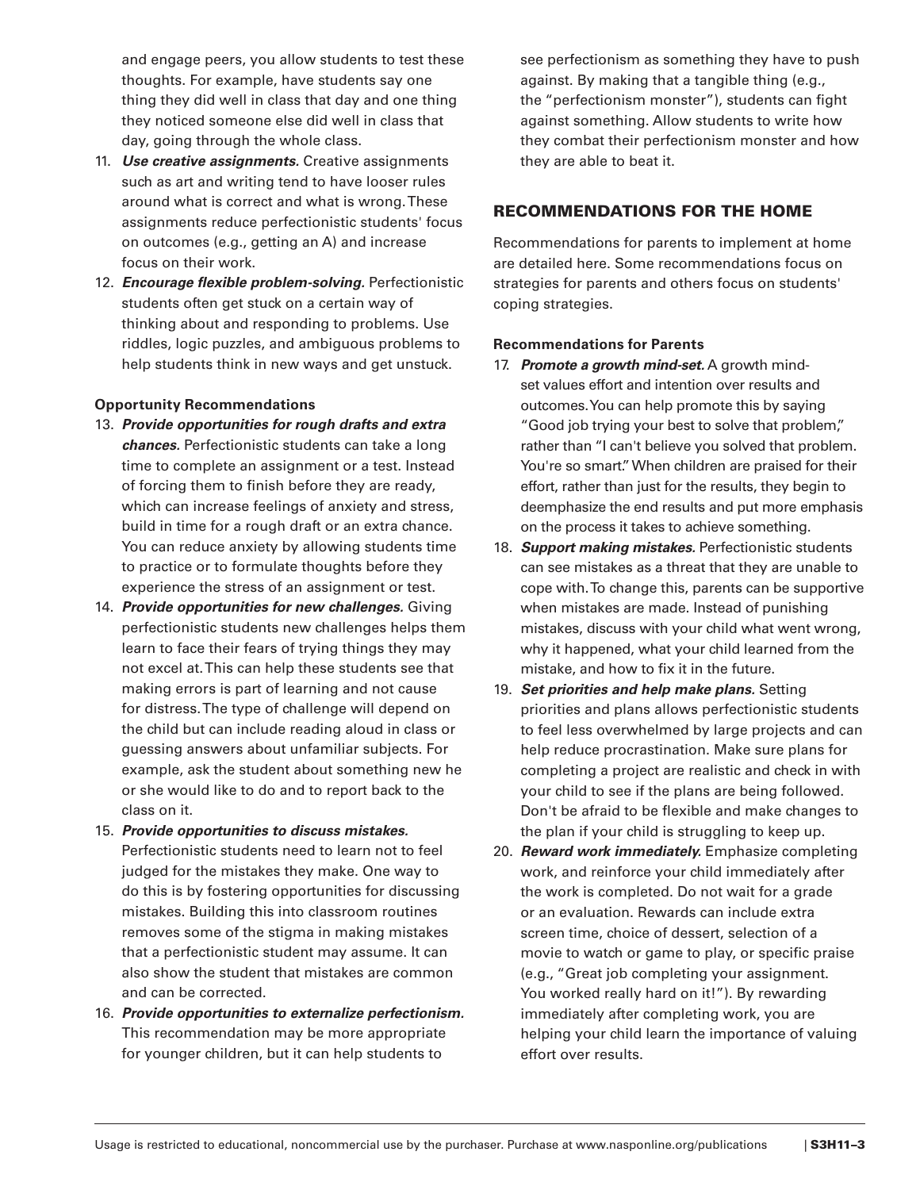and engage peers, you allow students to test these thoughts. For example, have students say one thing they did well in class that day and one thing they noticed someone else did well in class that day, going through the whole class.

11. ***Use creative assignments.*** Creative assignments such as art and writing tend to have looser rules around what is correct and what is wrong. These assignments reduce perfectionistic students' focus on outcomes (e.g., getting an A) and increase focus on their work.
12. ***Encourage flexible problem-solving.*** Perfectionistic students often get stuck on a certain way of thinking about and responding to problems. Use riddles, logic puzzles, and ambiguous problems to help students think in new ways and get unstuck.

**Opportunity Recommendations**

13. ***Provide opportunities for rough drafts and extra chances.*** Perfectionistic students can take a long time to complete an assignment or a test. Instead of forcing them to finish before they are ready, which can increase feelings of anxiety and stress, build in time for a rough draft or an extra chance. You can reduce anxiety by allowing students time to practice or to formulate thoughts before they experience the stress of an assignment or test.
14. ***Provide opportunities for new challenges.*** Giving perfectionistic students new challenges helps them learn to face their fears of trying things they may not excel at. This can help these students see that making errors is part of learning and not cause for distress. The type of challenge will depend on the child but can include reading aloud in class or guessing answers about unfamiliar subjects. For example, ask the student about something new he or she would like to do and to report back to the class on it.
15. ***Provide opportunities to discuss mistakes.*** Perfectionistic students need to learn not to feel judged for the mistakes they make. One way to do this is by fostering opportunities for discussing mistakes. Building this into classroom routines removes some of the stigma in making mistakes that a perfectionistic student may assume. It can also show the student that mistakes are common and can be corrected.
16. ***Provide opportunities to externalize perfectionism.*** This recommendation may be more appropriate for younger children, but it can help students to see perfectionism as something they have to push against. By making that a tangible thing (e.g., the "perfectionism monster"), students can fight against something. Allow students to write how they combat their perfectionism monster and how they are able to beat it.

## RECOMMENDATIONS FOR THE HOME

Recommendations for parents to implement at home are detailed here. Some recommendations focus on strategies for parents and others focus on students' coping strategies.

**Recommendations for Parents**

17. ***Promote a growth mind-set.*** A growth mind-set values effort and intention over results and outcomes. You can help promote this by saying "Good job trying your best to solve that problem," rather than "I can't believe you solved that problem. You're so smart." When children are praised for their effort, rather than just for the results, they begin to deemphasize the end results and put more emphasis on the process it takes to achieve something.
18. ***Support making mistakes.*** Perfectionistic students can see mistakes as a threat that they are unable to cope with. To change this, parents can be supportive when mistakes are made. Instead of punishing mistakes, discuss with your child what went wrong, why it happened, what your child learned from the mistake, and how to fix it in the future.
19. ***Set priorities and help make plans.*** Setting priorities and plans allows perfectionistic students to feel less overwhelmed by large projects and can help reduce procrastination. Make sure plans for completing a project are realistic and check in with your child to see if the plans are being followed. Don't be afraid to be flexible and make changes to the plan if your child is struggling to keep up.
20. ***Reward work immediately.*** Emphasize completing work, and reinforce your child immediately after the work is completed. Do not wait for a grade or an evaluation. Rewards can include extra screen time, choice of dessert, selection of a movie to watch or game to play, or specific praise (e.g., "Great job completing your assignment. You worked really hard on it!"). By rewarding immediately after completing work, you are helping your child learn the importance of valuing effort over results.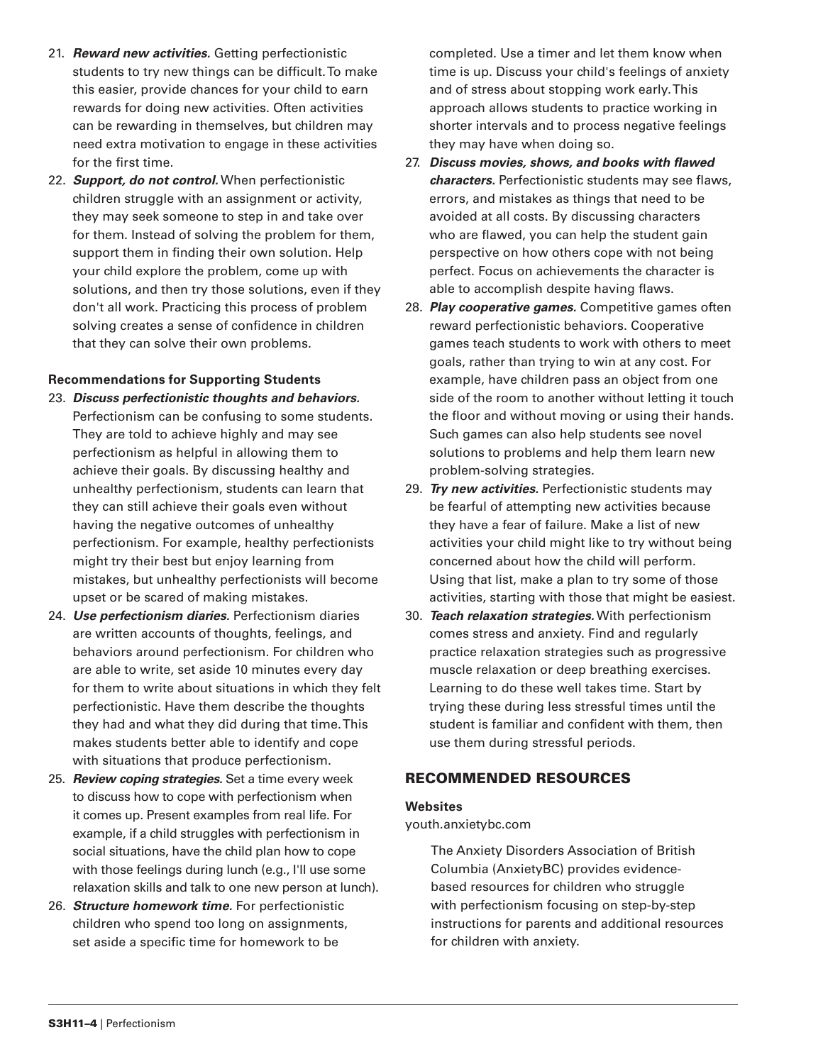21. ***Reward new activities.*** Getting perfectionistic students to try new things can be difficult. To make this easier, provide chances for your child to earn rewards for doing new activities. Often activities can be rewarding in themselves, but children may need extra motivation to engage in these activities for the first time.
22. ***Support, do not control.*** When perfectionistic children struggle with an assignment or activity, they may seek someone to step in and take over for them. Instead of solving the problem for them, support them in finding their own solution. Help your child explore the problem, come up with solutions, and then try those solutions, even if they don't all work. Practicing this process of problem solving creates a sense of confidence in children that they can solve their own problems.

**Recommendations for Supporting Students**

23. ***Discuss perfectionistic thoughts and behaviors.*** Perfectionism can be confusing to some students. They are told to achieve highly and may see perfectionism as helpful in allowing them to achieve their goals. By discussing healthy and unhealthy perfectionism, students can learn that they can still achieve their goals even without having the negative outcomes of unhealthy perfectionism. For example, healthy perfectionists might try their best but enjoy learning from mistakes, but unhealthy perfectionists will become upset or be scared of making mistakes.
24. ***Use perfectionism diaries.*** Perfectionism diaries are written accounts of thoughts, feelings, and behaviors around perfectionism. For children who are able to write, set aside 10 minutes every day for them to write about situations in which they felt perfectionistic. Have them describe the thoughts they had and what they did during that time. This makes students better able to identify and cope with situations that produce perfectionism.
25. ***Review coping strategies.*** Set a time every week to discuss how to cope with perfectionism when it comes up. Present examples from real life. For example, if a child struggles with perfectionism in social situations, have the child plan how to cope with those feelings during lunch (e.g., I'll use some relaxation skills and talk to one new person at lunch).
26. ***Structure homework time.*** For perfectionistic children who spend too long on assignments, set aside a specific time for homework to be completed. Use a timer and let them know when time is up. Discuss your child's feelings of anxiety and of stress about stopping work early. This approach allows students to practice working in shorter intervals and to process negative feelings they may have when doing so.
27. ***Discuss movies, shows, and books with flawed characters.*** Perfectionistic students may see flaws, errors, and mistakes as things that need to be avoided at all costs. By discussing characters who are flawed, you can help the student gain perspective on how others cope with not being perfect. Focus on achievements the character is able to accomplish despite having flaws.
28. ***Play cooperative games.*** Competitive games often reward perfectionistic behaviors. Cooperative games teach students to work with others to meet goals, rather than trying to win at any cost. For example, have children pass an object from one side of the room to another without letting it touch the floor and without moving or using their hands. Such games can also help students see novel solutions to problems and help them learn new problem-solving strategies.
29. ***Try new activities.*** Perfectionistic students may be fearful of attempting new activities because they have a fear of failure. Make a list of new activities your child might like to try without being concerned about how the child will perform. Using that list, make a plan to try some of those activities, starting with those that might be easiest.
30. ***Teach relaxation strategies.*** With perfectionism comes stress and anxiety. Find and regularly practice relaxation strategies such as progressive muscle relaxation or deep breathing exercises. Learning to do these well takes time. Start by trying these during less stressful times until the student is familiar and confident with them, then use them during stressful periods.

## RECOMMENDED RESOURCES

**Websites**

youth.anxietybc.com

The Anxiety Disorders Association of British Columbia (AnxietyBC) provides evidence-based resources for children who struggle with perfectionism focusing on step-by-step instructions for parents and additional resources for children with anxiety.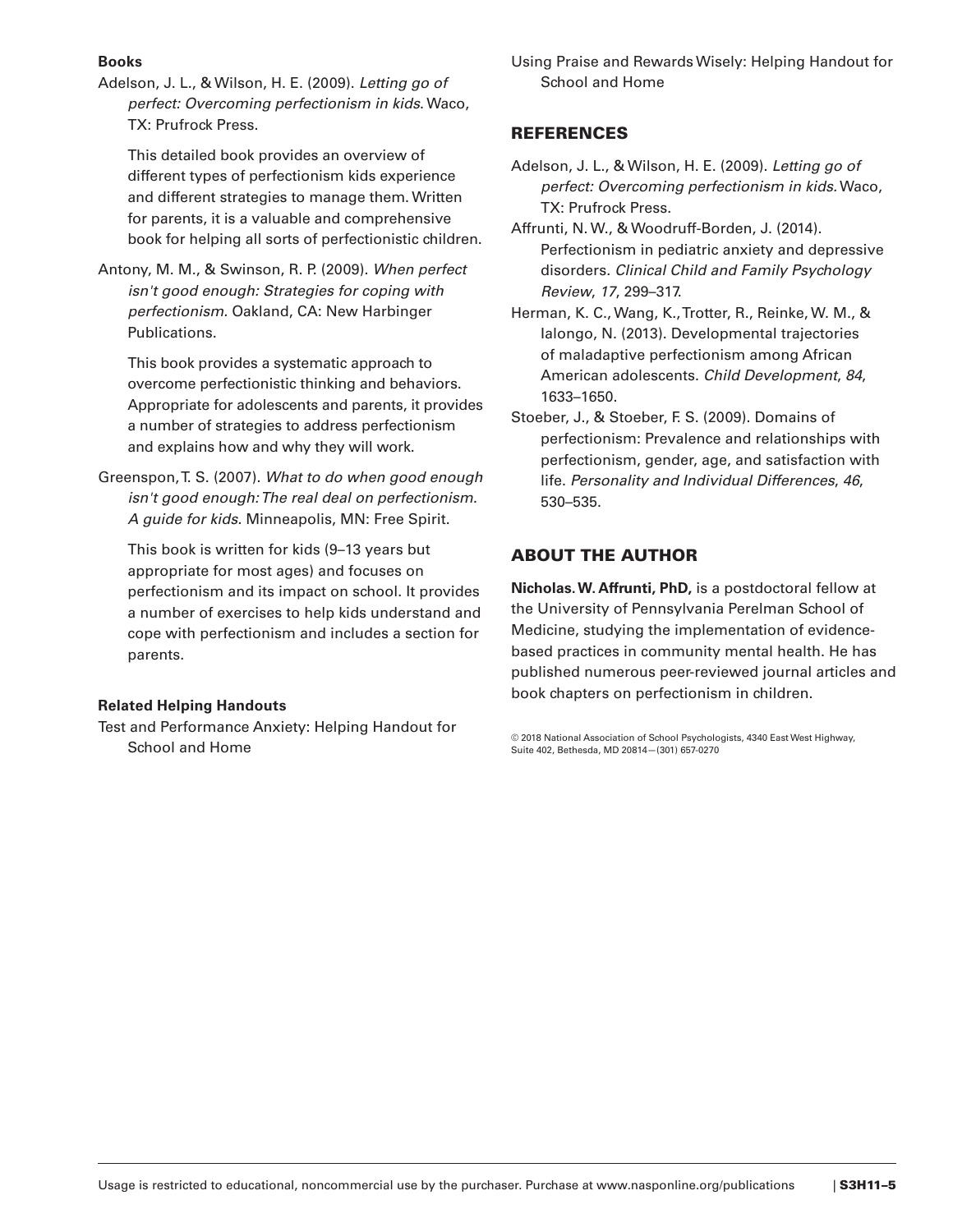**Books**

Adelson, J. L., & Wilson, H. E. (2009). *Letting go of perfect: Overcoming perfectionism in kids*. Waco, TX: Prufrock Press.

This detailed book provides an overview of different types of perfectionism kids experience and different strategies to manage them. Written for parents, it is a valuable and comprehensive book for helping all sorts of perfectionistic children.

Antony, M. M., & Swinson, R. P. (2009). *When perfect isn't good enough: Strategies for coping with perfectionism.* Oakland, CA: New Harbinger Publications.

This book provides a systematic approach to overcome perfectionistic thinking and behaviors. Appropriate for adolescents and parents, it provides a number of strategies to address perfectionism and explains how and why they will work.

Greenspon, T. S. (2007). *What to do when good enough isn't good enough: The real deal on perfectionism. A guide for kids*. Minneapolis, MN: Free Spirit.

This book is written for kids (9–13 years but appropriate for most ages) and focuses on perfectionism and its impact on school. It provides a number of exercises to help kids understand and cope with perfectionism and includes a section for parents.

**Related Helping Handouts**

Test and Performance Anxiety: Helping Handout for School and Home

Using Praise and Rewards Wisely: Helping Handout for School and Home

## REFERENCES

Adelson, J. L., & Wilson, H. E. (2009). *Letting go of perfect: Overcoming perfectionism in kids.* Waco, TX: Prufrock Press.

Affrunti, N. W., & Woodruff-Borden, J. (2014). Perfectionism in pediatric anxiety and depressive disorders. *Clinical Child and Family Psychology Review*, *17*, 299–317.

Herman, K. C., Wang, K., Trotter, R., Reinke, W. M., & Ialongo, N. (2013). Developmental trajectories of maladaptive perfectionism among African American adolescents. *Child Development*, *84*, 1633–1650.

Stoeber, J., & Stoeber, F. S. (2009). Domains of perfectionism: Prevalence and relationships with perfectionism, gender, age, and satisfaction with life. *Personality and Individual Differences*, *46*, 530–535.

## ABOUT THE AUTHOR

**Nicholas. W. Affrunti, PhD,** is a postdoctoral fellow at the University of Pennsylvania Perelman School of Medicine, studying the implementation of evidence-based practices in community mental health. He has published numerous peer-reviewed journal articles and book chapters on perfectionism in children.

© 2018 National Association of School Psychologists, 4340 East West Highway, Suite 402, Bethesda, MD 20814—(301) 657-0270